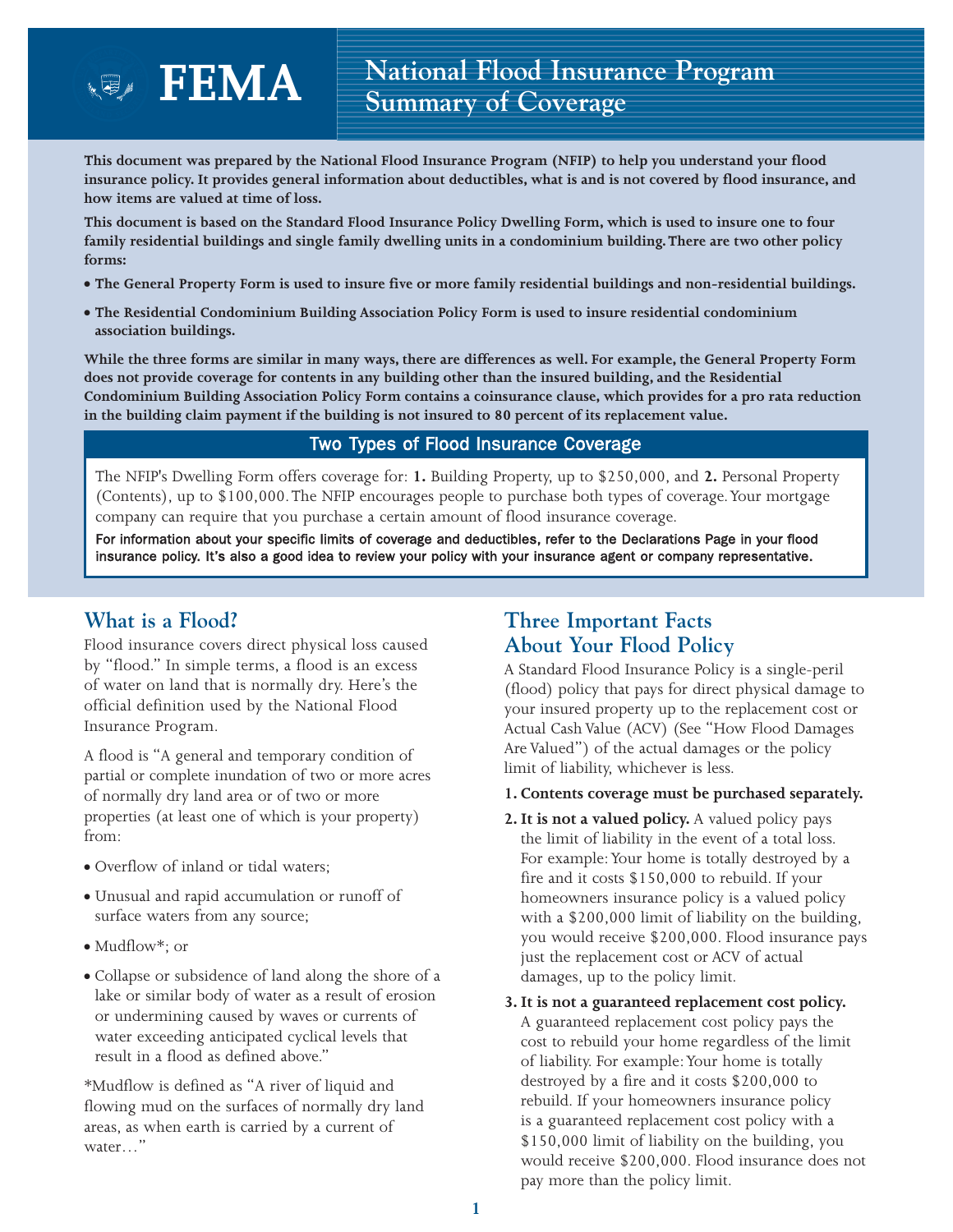# FEMA

# National Flood Insurance Program Summary of Coverage

**This document was prepared by the National Flood Insurance Program (NFIP) to help you understand your flood insurance policy. It provides general information about deductibles, what is and is not covered by flood insurance, and how items are valued at time of loss.**

**This document is based on the Standard Flood Insurance Policy Dwelling Form, which is used to insure one to four family residential buildings and single family dwelling units in a condominium building. There are two other policy forms:**

- **The General Property Form is used to insure five or more family residential buildings and non-residential buildings.**
- **The Residential Condominium Building Association Policy Form is used to insure residential condominium association buildings.**

**While the three forms are similar in many ways, there are differences as well. For example, the General Property Form does not provide coverage for contents in any building other than the insured building, and the Residential Condominium Building Association Policy Form contains a coinsurance clause, which provides for a pro rata reduction in the building claim payment if the building is not insured to 80 percent of its replacement value.**

## Two Types of Flood Insurance Coverage

The NFIP's Dwelling Form offers coverage for: **1.** Building Property, up to $250,000, and **2.** Personal Property (Contents), up to $100,000. The NFIP encourages people to purchase both types of coverage. Your mortgage company can require that you purchase a certain amount of flood insurance coverage.

For information about your specific limits of coverage and deductibles, refer to the Declarations Page in your flood insurance policy. It's also a good idea to review your policy with your insurance agent or company representative.

## What is a Flood?

Flood insurance covers direct physical loss caused by "flood." In simple terms, a flood is an excess of water on land that is normally dry. Here's the official definition used by the National Flood Insurance Program.

A flood is "A general and temporary condition of partial or complete inundation of two or more acres of normally dry land area or of two or more properties (at least one of which is your property) from:

- Overflow of inland or tidal waters;
- Unusual and rapid accumulation or runoff of surface waters from any source;
- Mudflow*; or
- Collapse or subsidence of land along the shore of a lake or similar body of water as a result of erosion or undermining caused by waves or currents of water exceeding anticipated cyclical levels that result in a flood as defined above."

*Mudflow is defined as "A river of liquid and flowing mud on the surfaces of normally dry land areas, as when earth is carried by a current of water…"

## Three Important Facts About Your Flood Policy

A Standard Flood Insurance Policy is a single-peril (flood) policy that pays for direct physical damage to your insured property up to the replacement cost or Actual Cash Value (ACV) (See "How Flood Damages Are Valued") of the actual damages or the policy limit of liability, whichever is less.

1. **Contents coverage must be purchased separately.**
2. **It is not a valued policy.** A valued policy pays the limit of liability in the event of a total loss. For example: Your home is totally destroyed by a fire and it costs $150,000 to rebuild. If your homeowners insurance policy is a valued policy with a $200,000 limit of liability on the building, you would receive $200,000. Flood insurance pays just the replacement cost or ACV of actual damages, up to the policy limit.
3. **It is not a guaranteed replacement cost policy.** A guaranteed replacement cost policy pays the cost to rebuild your home regardless of the limit of liability. For example: Your home is totally destroyed by a fire and it costs $200,000 to rebuild. If your homeowners insurance policy is a guaranteed replacement cost policy with a $150,000 limit of liability on the building, you would receive $200,000. Flood insurance does not pay more than the policy limit.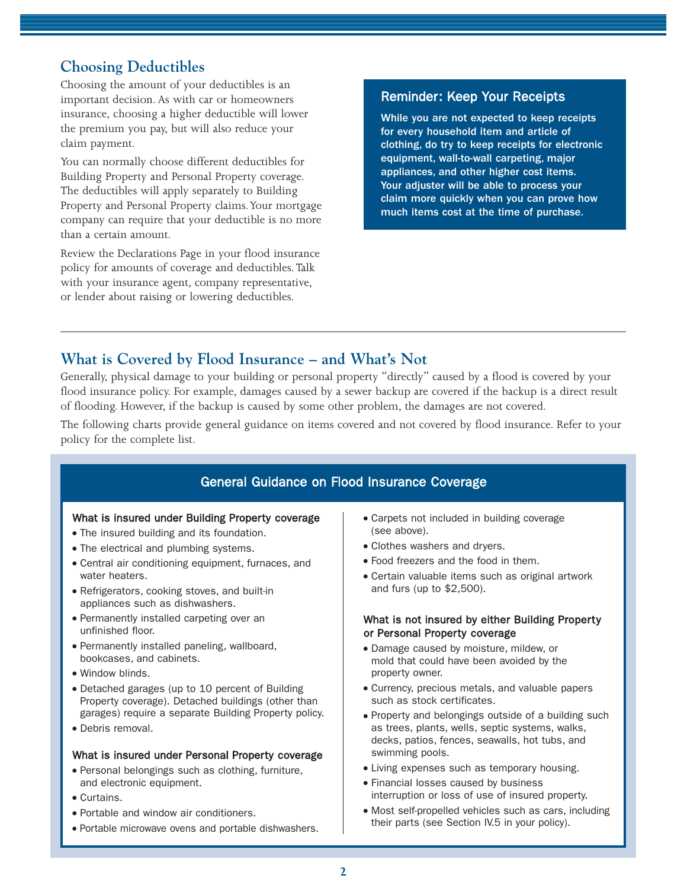## Choosing Deductibles

Choosing the amount of your deductibles is an important decision. As with car or homeowners insurance, choosing a higher deductible will lower the premium you pay, but will also reduce your claim payment.

You can normally choose different deductibles for Building Property and Personal Property coverage. The deductibles will apply separately to Building Property and Personal Property claims. Your mortgage company can require that your deductible is no more than a certain amount.

Review the Declarations Page in your flood insurance policy for amounts of coverage and deductibles. Talk with your insurance agent, company representative, or lender about raising or lowering deductibles.

### Reminder: Keep Your Receipts

**While you are not expected to keep receipts for every household item and article of clothing, do try to keep receipts for electronic equipment, wall-to-wall carpeting, major appliances, and other higher cost items. Your adjuster will be able to process your claim more quickly when you can prove how much items cost at the time of purchase.**

## What is Covered by Flood Insurance – and What's Not

Generally, physical damage to your building or personal property "directly" caused by a flood is covered by your flood insurance policy. For example, damages caused by a sewer backup are covered if the backup is a direct result of flooding. However, if the backup is caused by some other problem, the damages are not covered.

The following charts provide general guidance on items covered and not covered by flood insurance. Refer to your policy for the complete list.

### General Guidance on Flood Insurance Coverage

**What is insured under Building Property coverage**

- The insured building and its foundation.
- The electrical and plumbing systems.
- Central air conditioning equipment, furnaces, and water heaters.
- Refrigerators, cooking stoves, and built-in appliances such as dishwashers.
- Permanently installed carpeting over an unfinished floor.
- Permanently installed paneling, wallboard, bookcases, and cabinets.
- Window blinds.
- Detached garages (up to 10 percent of Building Property coverage). Detached buildings (other than garages) require a separate Building Property policy.
- Debris removal.

**What is insured under Personal Property coverage**

- Personal belongings such as clothing, furniture, and electronic equipment.
- Curtains.
- Portable and window air conditioners.
- Portable microwave ovens and portable dishwashers.
- Carpets not included in building coverage (see above).
- Clothes washers and dryers.
- Food freezers and the food in them.
- Certain valuable items such as original artwork and furs (up to $2,500).

**What is not insured by either Building Property or Personal Property coverage**

- Damage caused by moisture, mildew, or mold that could have been avoided by the property owner.
- Currency, precious metals, and valuable papers such as stock certificates.
- Property and belongings outside of a building such as trees, plants, wells, septic systems, walks, decks, patios, fences, seawalls, hot tubs, and swimming pools.
- Living expenses such as temporary housing.
- Financial losses caused by business interruption or loss of use of insured property.
- Most self-propelled vehicles such as cars, including their parts (see Section IV.5 in your policy).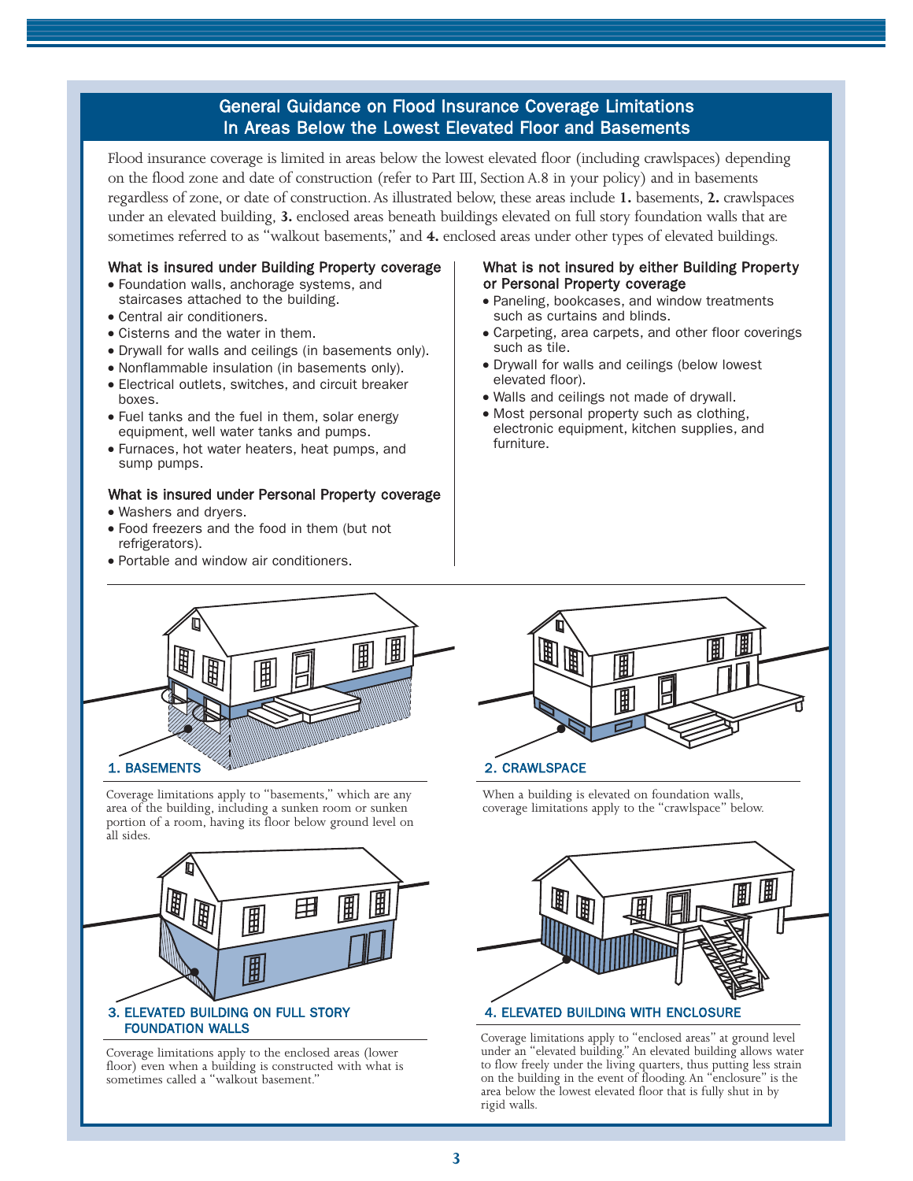## General Guidance on Flood Insurance Coverage Limitations In Areas Below the Lowest Elevated Floor and Basements

Flood insurance coverage is limited in areas below the lowest elevated floor (including crawlspaces) depending on the flood zone and date of construction (refer to Part III, Section A.8 in your policy) and in basements regardless of zone, or date of construction. As illustrated below, these areas include **1.** basements, **2.** crawlspaces under an elevated building, **3.** enclosed areas beneath buildings elevated on full story foundation walls that are sometimes referred to as "walkout basements," and **4.** enclosed areas under other types of elevated buildings.

### What is insured under Building Property coverage

- Foundation walls, anchorage systems, and staircases attached to the building.
- Central air conditioners.
- Cisterns and the water in them.
- Drywall for walls and ceilings (in basements only).
- Nonflammable insulation (in basements only).
- Electrical outlets, switches, and circuit breaker boxes.
- Fuel tanks and the fuel in them, solar energy equipment, well water tanks and pumps.
- Furnaces, hot water heaters, heat pumps, and sump pumps.

### What is insured under Personal Property coverage

- Washers and dryers.
- Food freezers and the food in them (but not refrigerators).
- Portable and window air conditioners.

### What is not insured by either Building Property or Personal Property coverage

- Paneling, bookcases, and window treatments such as curtains and blinds.
- Carpeting, area carpets, and other floor coverings such as tile.
- Drywall for walls and ceilings (below lowest elevated floor).
- Walls and ceilings not made of drywall.
- Most personal property such as clothing, electronic equipment, kitchen supplies, and furniture.

**1. BASEMENTS**

Coverage limitations apply to "basements," which are any area of the building, including a sunken room or sunken portion of a room, having its floor below ground level on all sides.

**2. CRAWLSPACE**

When a building is elevated on foundation walls, coverage limitations apply to the "crawlspace" below.

**3. ELEVATED BUILDING ON FULL STORY FOUNDATION WALLS**

Coverage limitations apply to the enclosed areas (lower floor) even when a building is constructed with what is sometimes called a "walkout basement."

**4. ELEVATED BUILDING WITH ENCLOSURE**

Coverage limitations apply to "enclosed areas" at ground level under an "elevated building." An elevated building allows water to flow freely under the living quarters, thus putting less strain on the building in the event of flooding. An "enclosure" is the area below the lowest elevated floor that is fully shut in by rigid walls.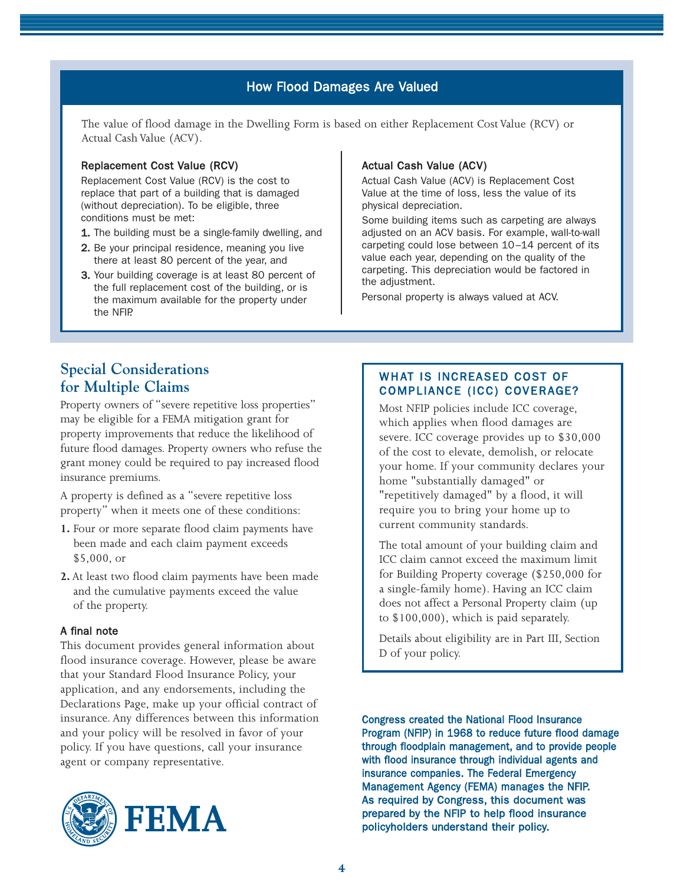## How Flood Damages Are Valued

The value of flood damage in the Dwelling Form is based on either Replacement Cost Value (RCV) or Actual Cash Value (ACV).

### Replacement Cost Value (RCV)

Replacement Cost Value (RCV) is the cost to replace that part of a building that is damaged (without depreciation). To be eligible, three conditions must be met:

1. The building must be a single-family dwelling, and
2. Be your principal residence, meaning you live there at least 80 percent of the year, and
3. Your building coverage is at least 80 percent of the full replacement cost of the building, or is the maximum available for the property under the NFIP.

### Actual Cash Value (ACV)

Actual Cash Value (ACV) is Replacement Cost Value at the time of loss, less the value of its physical depreciation.

Some building items such as carpeting are always adjusted on an ACV basis. For example, wall-to-wall carpeting could lose between 10–14 percent of its value each year, depending on the quality of the carpeting. This depreciation would be factored in the adjustment.

Personal property is always valued at ACV.

## Special Considerations for Multiple Claims

Property owners of "severe repetitive loss properties" may be eligible for a FEMA mitigation grant for property improvements that reduce the likelihood of future flood damages. Property owners who refuse the grant money could be required to pay increased flood insurance premiums.

A property is defined as a "severe repetitive loss property" when it meets one of these conditions:

1. Four or more separate flood claim payments have been made and each claim payment exceeds $5,000, or
2. At least two flood claim payments have been made and the cumulative payments exceed the value of the property.

### A final note

This document provides general information about flood insurance coverage. However, please be aware that your Standard Flood Insurance Policy, your application, and any endorsements, including the Declarations Page, make up your official contract of insurance. Any differences between this information and your policy will be resolved in favor of your policy. If you have questions, call your insurance agent or company representative.

FEMA

### WHAT IS INCREASED COST OF COMPLIANCE (ICC) COVERAGE?

Most NFIP policies include ICC coverage, which applies when flood damages are severe. ICC coverage provides up to $30,000 of the cost to elevate, demolish, or relocate your home. If your community declares your home "substantially damaged" or "repetitively damaged" by a flood, it will require you to bring your home up to current community standards.

The total amount of your building claim and ICC claim cannot exceed the maximum limit for Building Property coverage ($250,000 for a single-family home). Having an ICC claim does not affect a Personal Property claim (up to $100,000), which is paid separately.

Details about eligibility are in Part III, Section D of your policy.

**Congress created the National Flood Insurance Program (NFIP) in 1968 to reduce future flood damage through floodplain management, and to provide people with flood insurance through individual agents and insurance companies. The Federal Emergency Management Agency (FEMA) manages the NFIP. As required by Congress, this document was prepared by the NFIP to help flood insurance policyholders understand their policy.**